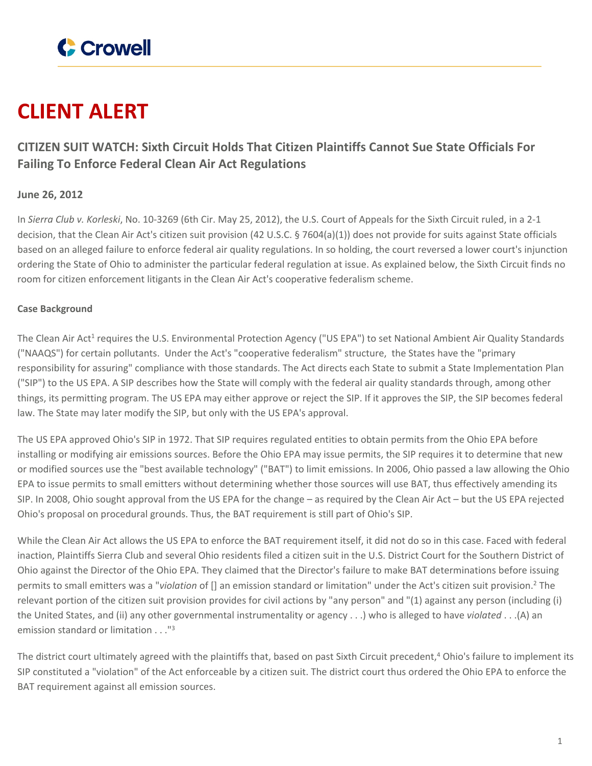# CLIENT ALERT

## CITIZEN SUIT WATCH: Sixth Circuit Holds That Citizen Plaintiffs Cannot Sue State Officials For Failing To Enforce Federal Clean Air Act Regulations

**June 26, 2012**

In *Sierra Club v. Korleski*, No. 10-3269 (6th Cir. May 25, 2012), the U.S. Court of Appeals for the Sixth Circuit ruled, in a 2-1 decision, that the Clean Air Act's citizen suit provision (42 U.S.C. § 7604(a)(1)) does not provide for suits against State officials based on an alleged failure to enforce federal air quality regulations. In so holding, the court reversed a lower court's injunction ordering the State of Ohio to administer the particular federal regulation at issue. As explained below, the Sixth Circuit finds no room for citizen enforcement litigants in the Clean Air Act's cooperative federalism scheme.

**Case Background**

The Clean Air Act[1] requires the U.S. Environmental Protection Agency ("US EPA") to set National Ambient Air Quality Standards ("NAAQS") for certain pollutants. Under the Act's "cooperative federalism" structure, the States have the "primary responsibility for assuring" compliance with those standards. The Act directs each State to submit a State Implementation Plan ("SIP") to the US EPA. A SIP describes how the State will comply with the federal air quality standards through, among other things, its permitting program. The US EPA may either approve or reject the SIP. If it approves the SIP, the SIP becomes federal law. The State may later modify the SIP, but only with the US EPA's approval.

The US EPA approved Ohio's SIP in 1972. That SIP requires regulated entities to obtain permits from the Ohio EPA before installing or modifying air emissions sources. Before the Ohio EPA may issue permits, the SIP requires it to determine that new or modified sources use the "best available technology" ("BAT") to limit emissions. In 2006, Ohio passed a law allowing the Ohio EPA to issue permits to small emitters without determining whether those sources will use BAT, thus effectively amending its SIP. In 2008, Ohio sought approval from the US EPA for the change – as required by the Clean Air Act – but the US EPA rejected Ohio's proposal on procedural grounds. Thus, the BAT requirement is still part of Ohio's SIP.

While the Clean Air Act allows the US EPA to enforce the BAT requirement itself, it did not do so in this case. Faced with federal inaction, Plaintiffs Sierra Club and several Ohio residents filed a citizen suit in the U.S. District Court for the Southern District of Ohio against the Director of the Ohio EPA. They claimed that the Director's failure to make BAT determinations before issuing permits to small emitters was a "*violation* of [] an emission standard or limitation" under the Act's citizen suit provision.[2] The relevant portion of the citizen suit provision provides for civil actions by "any person" and "(1) against any person (including (i) the United States, and (ii) any other governmental instrumentality or agency . . .) who is alleged to have *violated* . . .(A) an emission standard or limitation . . ."[3]

The district court ultimately agreed with the plaintiffs that, based on past Sixth Circuit precedent,[4] Ohio's failure to implement its SIP constituted a "violation" of the Act enforceable by a citizen suit. The district court thus ordered the Ohio EPA to enforce the BAT requirement against all emission sources.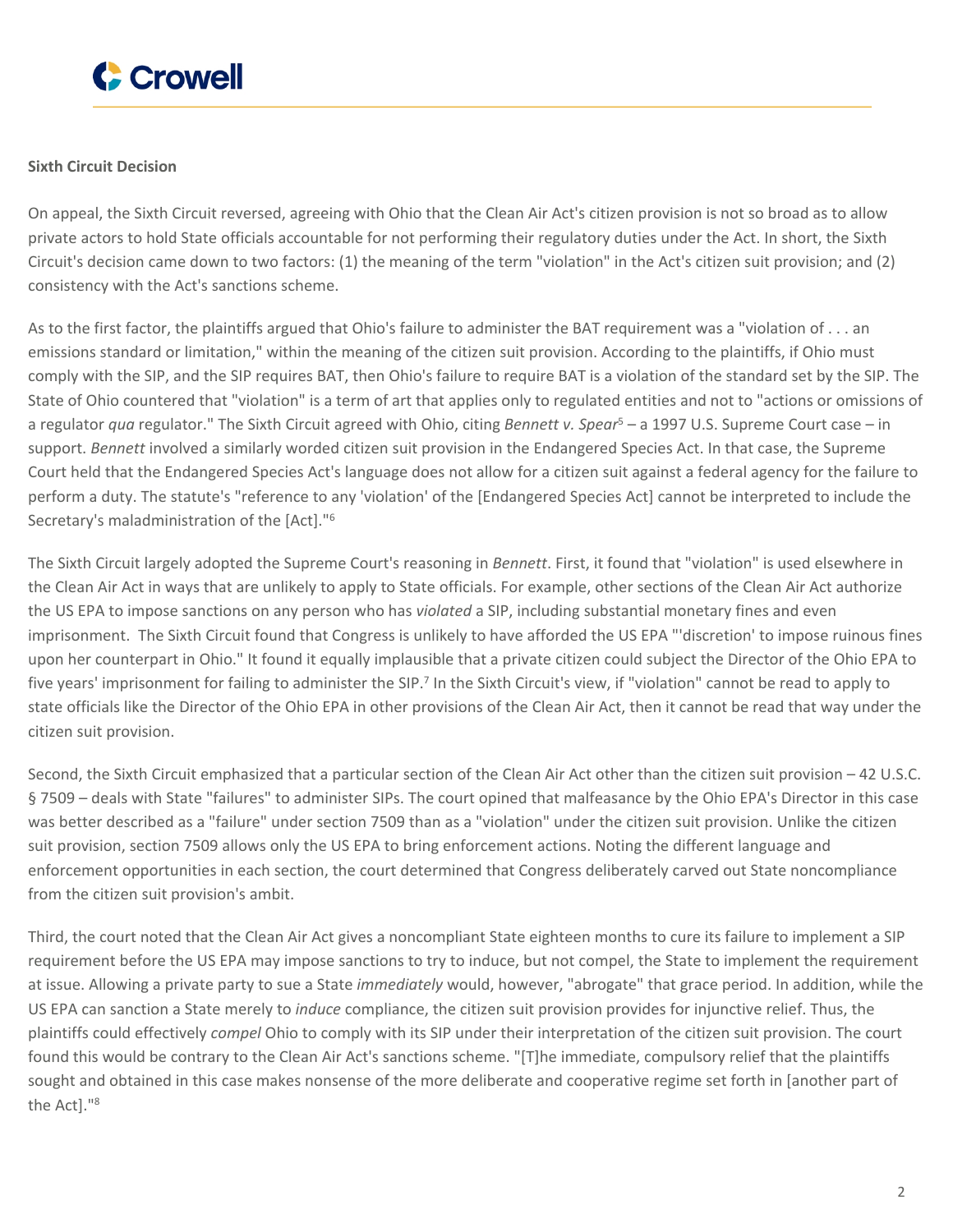**Sixth Circuit Decision**

On appeal, the Sixth Circuit reversed, agreeing with Ohio that the Clean Air Act's citizen provision is not so broad as to allow private actors to hold State officials accountable for not performing their regulatory duties under the Act. In short, the Sixth Circuit's decision came down to two factors: (1) the meaning of the term "violation" in the Act's citizen suit provision; and (2) consistency with the Act's sanctions scheme.

As to the first factor, the plaintiffs argued that Ohio's failure to administer the BAT requirement was a "violation of . . . an emissions standard or limitation," within the meaning of the citizen suit provision. According to the plaintiffs, if Ohio must comply with the SIP, and the SIP requires BAT, then Ohio's failure to require BAT is a violation of the standard set by the SIP. The State of Ohio countered that "violation" is a term of art that applies only to regulated entities and not to "actions or omissions of a regulator *qua* regulator." The Sixth Circuit agreed with Ohio, citing *Bennett v. Spear*[5] – a 1997 U.S. Supreme Court case – in support. *Bennett* involved a similarly worded citizen suit provision in the Endangered Species Act. In that case, the Supreme Court held that the Endangered Species Act's language does not allow for a citizen suit against a federal agency for the failure to perform a duty. The statute's "reference to any 'violation' of the [Endangered Species Act] cannot be interpreted to include the Secretary's maladministration of the [Act]."[6]

The Sixth Circuit largely adopted the Supreme Court's reasoning in *Bennett*. First, it found that "violation" is used elsewhere in the Clean Air Act in ways that are unlikely to apply to State officials. For example, other sections of the Clean Air Act authorize the US EPA to impose sanctions on any person who has *violated* a SIP, including substantial monetary fines and even imprisonment. The Sixth Circuit found that Congress is unlikely to have afforded the US EPA "'discretion' to impose ruinous fines upon her counterpart in Ohio." It found it equally implausible that a private citizen could subject the Director of the Ohio EPA to five years' imprisonment for failing to administer the SIP.[7] In the Sixth Circuit's view, if "violation" cannot be read to apply to state officials like the Director of the Ohio EPA in other provisions of the Clean Air Act, then it cannot be read that way under the citizen suit provision.

Second, the Sixth Circuit emphasized that a particular section of the Clean Air Act other than the citizen suit provision – 42 U.S.C. § 7509 – deals with State "failures" to administer SIPs. The court opined that malfeasance by the Ohio EPA's Director in this case was better described as a "failure" under section 7509 than as a "violation" under the citizen suit provision. Unlike the citizen suit provision, section 7509 allows only the US EPA to bring enforcement actions. Noting the different language and enforcement opportunities in each section, the court determined that Congress deliberately carved out State noncompliance from the citizen suit provision's ambit.

Third, the court noted that the Clean Air Act gives a noncompliant State eighteen months to cure its failure to implement a SIP requirement before the US EPA may impose sanctions to try to induce, but not compel, the State to implement the requirement at issue. Allowing a private party to sue a State *immediately* would, however, "abrogate" that grace period. In addition, while the US EPA can sanction a State merely to *induce* compliance, the citizen suit provision provides for injunctive relief. Thus, the plaintiffs could effectively *compel* Ohio to comply with its SIP under their interpretation of the citizen suit provision. The court found this would be contrary to the Clean Air Act's sanctions scheme. "[T]he immediate, compulsory relief that the plaintiffs sought and obtained in this case makes nonsense of the more deliberate and cooperative regime set forth in [another part of the Act]."[8]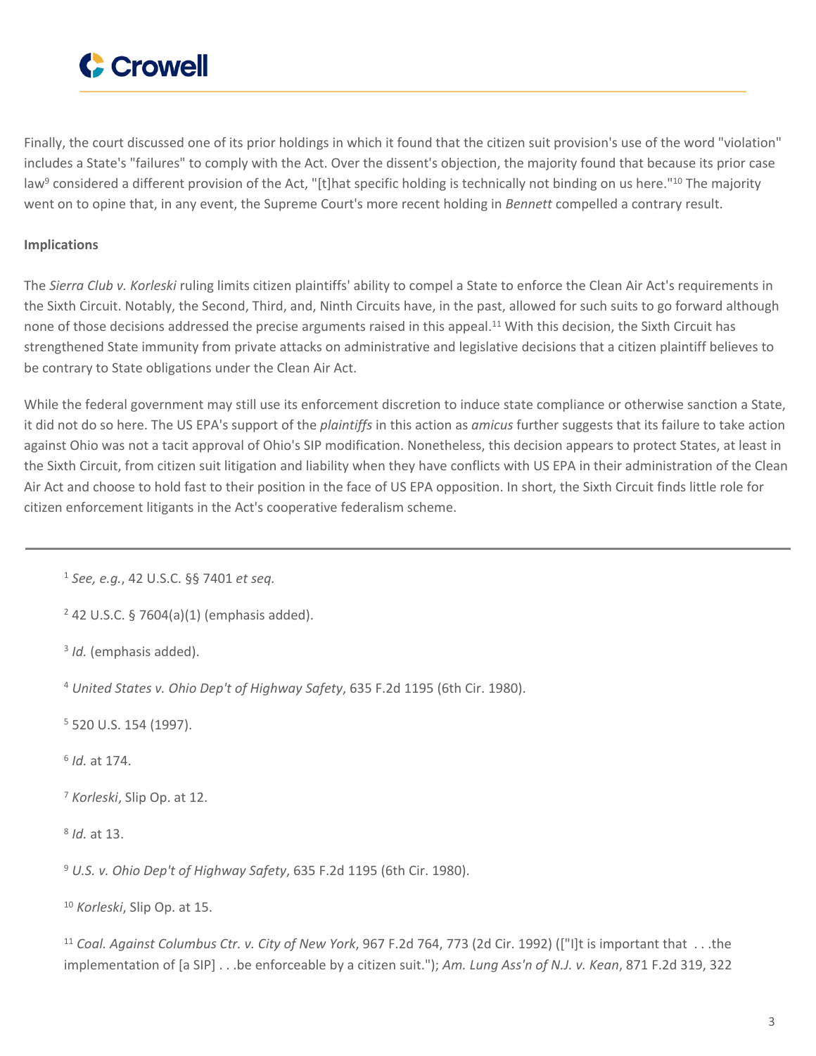Finally, the court discussed one of its prior holdings in which it found that the citizen suit provision's use of the word "violation" includes a State's "failures" to comply with the Act. Over the dissent's objection, the majority found that because its prior case law[9] considered a different provision of the Act, "[t]hat specific holding is technically not binding on us here."[10] The majority went on to opine that, in any event, the Supreme Court's more recent holding in *Bennett* compelled a contrary result.

**Implications**

The *Sierra Club v. Korleski* ruling limits citizen plaintiffs' ability to compel a State to enforce the Clean Air Act's requirements in the Sixth Circuit. Notably, the Second, Third, and, Ninth Circuits have, in the past, allowed for such suits to go forward although none of those decisions addressed the precise arguments raised in this appeal.[11] With this decision, the Sixth Circuit has strengthened State immunity from private attacks on administrative and legislative decisions that a citizen plaintiff believes to be contrary to State obligations under the Clean Air Act.

While the federal government may still use its enforcement discretion to induce state compliance or otherwise sanction a State, it did not do so here. The US EPA's support of the *plaintiffs* in this action as *amicus* further suggests that its failure to take action against Ohio was not a tacit approval of Ohio's SIP modification. Nonetheless, this decision appears to protect States, at least in the Sixth Circuit, from citizen suit litigation and liability when they have conflicts with US EPA in their administration of the Clean Air Act and choose to hold fast to their position in the face of US EPA opposition. In short, the Sixth Circuit finds little role for citizen enforcement litigants in the Act's cooperative federalism scheme.

---

[1] *See, e.g.*, 42 U.S.C. §§ 7401 *et seq.*

[2] 42 U.S.C. § 7604(a)(1) (emphasis added).

[3] *Id.* (emphasis added).

[4] *United States v. Ohio Dep't of Highway Safety*, 635 F.2d 1195 (6th Cir. 1980).

[5] 520 U.S. 154 (1997).

[6] *Id.* at 174.

[7] *Korleski*, Slip Op. at 12.

[8] *Id.* at 13.

[9] *U.S. v. Ohio Dep't of Highway Safety*, 635 F.2d 1195 (6th Cir. 1980).

[10] *Korleski*, Slip Op. at 15.

[11] *Coal. Against Columbus Ctr. v. City of New York*, 967 F.2d 764, 773 (2d Cir. 1992) (["I]t is important that . . .the implementation of [a SIP] . . .be enforceable by a citizen suit."); *Am. Lung Ass'n of N.J. v. Kean*, 871 F.2d 319, 322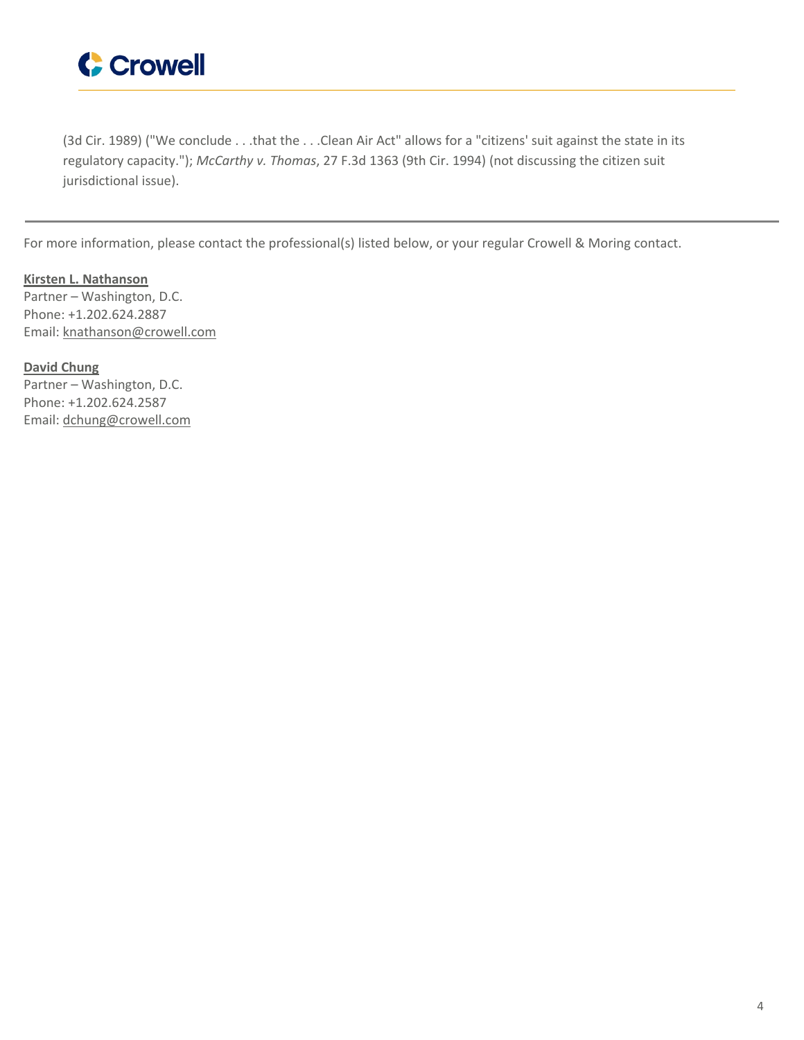(3d Cir. 1989) ("We conclude . . .that the . . .Clean Air Act" allows for a "citizens' suit against the state in its regulatory capacity."); *McCarthy v. Thomas*, 27 F.3d 1363 (9th Cir. 1994) (not discussing the citizen suit jurisdictional issue).

---

For more information, please contact the professional(s) listed below, or your regular Crowell & Moring contact.

**Kirsten L. Nathanson**
Partner – Washington, D.C.
Phone: +1.202.624.2887
Email: knathanson@crowell.com

**David Chung**
Partner – Washington, D.C.
Phone: +1.202.624.2587
Email: dchung@crowell.com